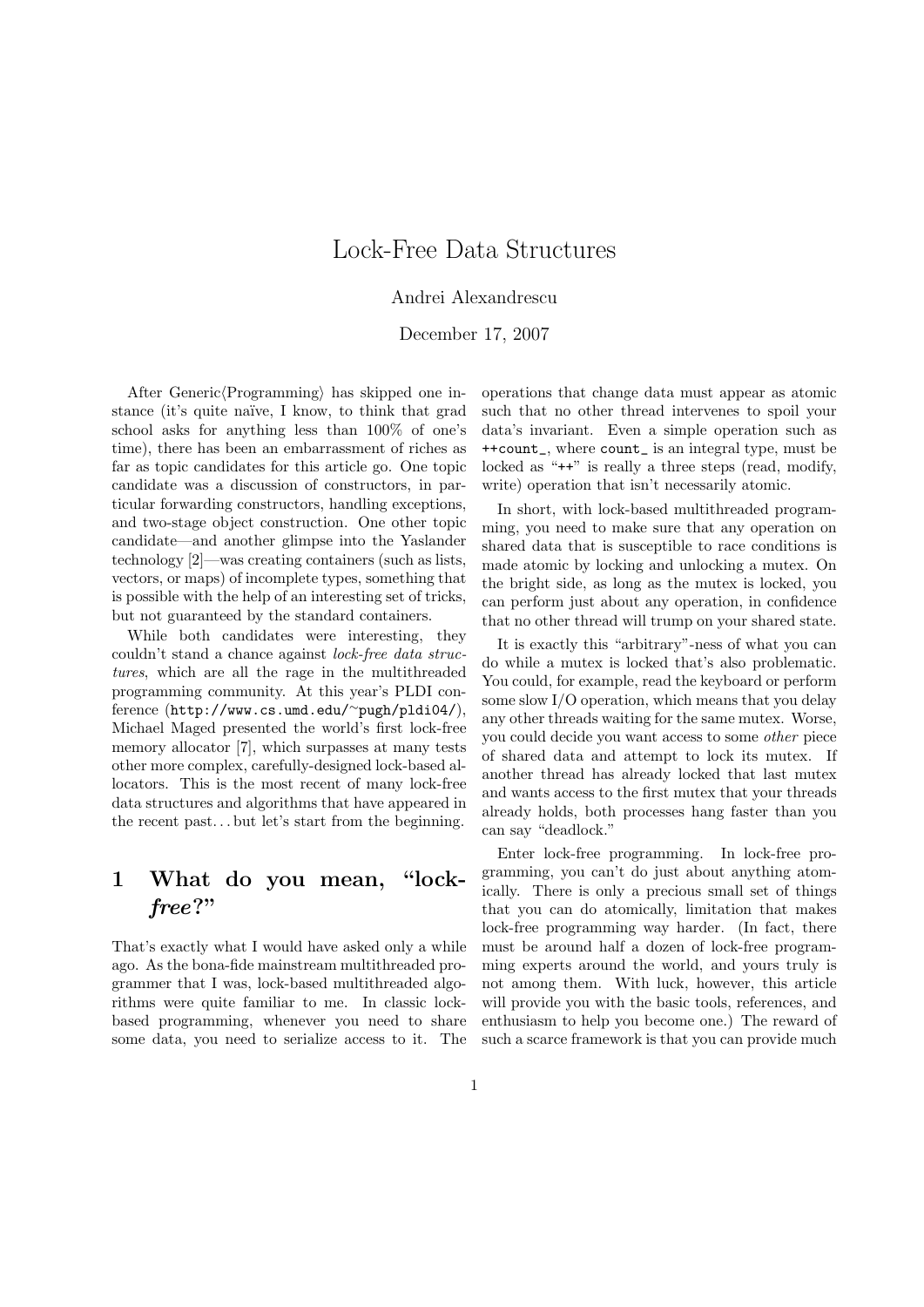# Lock-Free Data Structures

Andrei Alexandrescu

December 17, 2007

After Generic⟨Programming⟩ has skipped one instance (it's quite naïve, I know, to think that grad school asks for anything less than 100% of one's time), there has been an embarrassment of riches as far as topic candidates for this article go. One topic candidate was a discussion of constructors, in particular forwarding constructors, handling exceptions, and two-stage object construction. One other topic candidate—and another glimpse into the Yaslander technology [2]—was creating containers (such as lists, vectors, or maps) of incomplete types, something that is possible with the help of an interesting set of tricks, but not guaranteed by the standard containers.

While both candidates were interesting, they couldn't stand a chance against *lock-free data structures*, which are all the rage in the multithreaded programming community. At this year's PLDI conference (`http://www.cs.umd.edu/~pugh/pldi04/`), Michael Maged presented the world's first lock-free memory allocator [7], which surpasses at many tests other more complex, carefully-designed lock-based allocators. This is the most recent of many lock-free data structures and algorithms that have appeared in the recent past... but let's start from the beginning.

## 1 What do you mean, "lock-*free*?"

That's exactly what I would have asked only a while ago. As the bona-fide mainstream multithreaded programmer that I was, lock-based multithreaded algorithms were quite familiar to me. In classic lock-based programming, whenever you need to share some data, you need to serialize access to it. The operations that change data must appear as atomic such that no other thread intervenes to spoil your data's invariant. Even a simple operation such as `++count_`, where `count_` is an integral type, must be locked as "`++`" is really a three steps (read, modify, write) operation that isn't necessarily atomic.

In short, with lock-based multithreaded programming, you need to make sure that any operation on shared data that is susceptible to race conditions is made atomic by locking and unlocking a mutex. On the bright side, as long as the mutex is locked, you can perform just about any operation, in confidence that no other thread will trump on your shared state.

It is exactly this "arbitrary"-ness of what you can do while a mutex is locked that's also problematic. You could, for example, read the keyboard or perform some slow I/O operation, which means that you delay any other threads waiting for the same mutex. Worse, you could decide you want access to some *other* piece of shared data and attempt to lock its mutex. If another thread has already locked that last mutex and wants access to the first mutex that your threads already holds, both processes hang faster than you can say "deadlock."

Enter lock-free programming. In lock-free programming, you can't do just about anything atomically. There is only a precious small set of things that you can do atomically, limitation that makes lock-free programming way harder. (In fact, there must be around half a dozen of lock-free programming experts around the world, and yours truly is not among them. With luck, however, this article will provide you with the basic tools, references, and enthusiasm to help you become one.) The reward of such a scarce framework is that you can provide much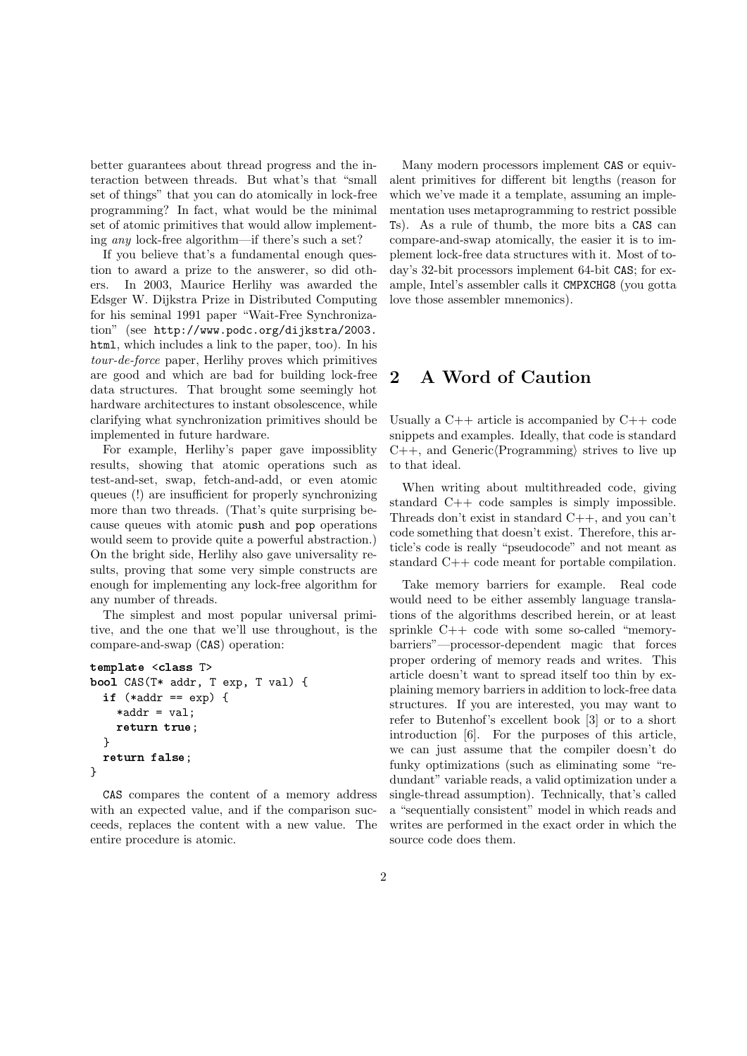better guarantees about thread progress and the interaction between threads. But what's that "small set of things" that you can do atomically in lock-free programming? In fact, what would be the minimal set of atomic primitives that would allow implementing *any* lock-free algorithm—if there's such a set?

If you believe that's a fundamental enough question to award a prize to the answerer, so did others. In 2003, Maurice Herlihy was awarded the Edsger W. Dijkstra Prize in Distributed Computing for his seminal 1991 paper "Wait-Free Synchronization" (see `http://www.podc.org/dijkstra/2003.html`, which includes a link to the paper, too). In his *tour-de-force* paper, Herlihy proves which primitives are good and which are bad for building lock-free data structures. That brought some seemingly hot hardware architectures to instant obsolescence, while clarifying what synchronization primitives should be implemented in future hardware.

For example, Herlihy's paper gave impossiblity results, showing that atomic operations such as test-and-set, swap, fetch-and-add, or even atomic queues (!) are insufficient for properly synchronizing more than two threads. (That's quite surprising because queues with atomic `push` and `pop` operations would seem to provide quite a powerful abstraction.) On the bright side, Herlihy also gave universality results, proving that some very simple constructs are enough for implementing any lock-free algorithm for any number of threads.

The simplest and most popular universal primitive, and the one that we'll use throughout, is the compare-and-swap (`CAS`) operation:

```
template <class T>
bool CAS(T* addr, T exp, T val) {
  if (*addr == exp) {
    *addr = val;
    return true;
  }
  return false;
}
```

`CAS` compares the content of a memory address with an expected value, and if the comparison succeeds, replaces the content with a new value. The entire procedure is atomic.

Many modern processors implement `CAS` or equivalent primitives for different bit lengths (reason for which we've made it a template, assuming an implementation uses metaprogramming to restrict possible `T`s). As a rule of thumb, the more bits a `CAS` can compare-and-swap atomically, the easier it is to implement lock-free data structures with it. Most of today's 32-bit processors implement 64-bit `CAS`; for example, Intel's assembler calls it `CMPXCHG8` (you gotta love those assembler mnemonics).

## 2 A Word of Caution

Usually a C++ article is accompanied by C++ code snippets and examples. Ideally, that code is standard C++, and Generic⟨Programming⟩ strives to live up to that ideal.

When writing about multithreaded code, giving standard C++ code samples is simply impossible. Threads don't exist in standard C++, and you can't code something that doesn't exist. Therefore, this article's code is really "pseudocode" and not meant as standard C++ code meant for portable compilation.

Take memory barriers for example. Real code would need to be either assembly language translations of the algorithms described herein, or at least sprinkle C++ code with some so-called "memory-barriers"—processor-dependent magic that forces proper ordering of memory reads and writes. This article doesn't want to spread itself too thin by explaining memory barriers in addition to lock-free data structures. If you are interested, you may want to refer to Butenhof's excellent book [3] or to a short introduction [6]. For the purposes of this article, we can just assume that the compiler doesn't do funky optimizations (such as eliminating some "redundant" variable reads, a valid optimization under a single-thread assumption). Technically, that's called a "sequentially consistent" model in which reads and writes are performed in the exact order in which the source code does them.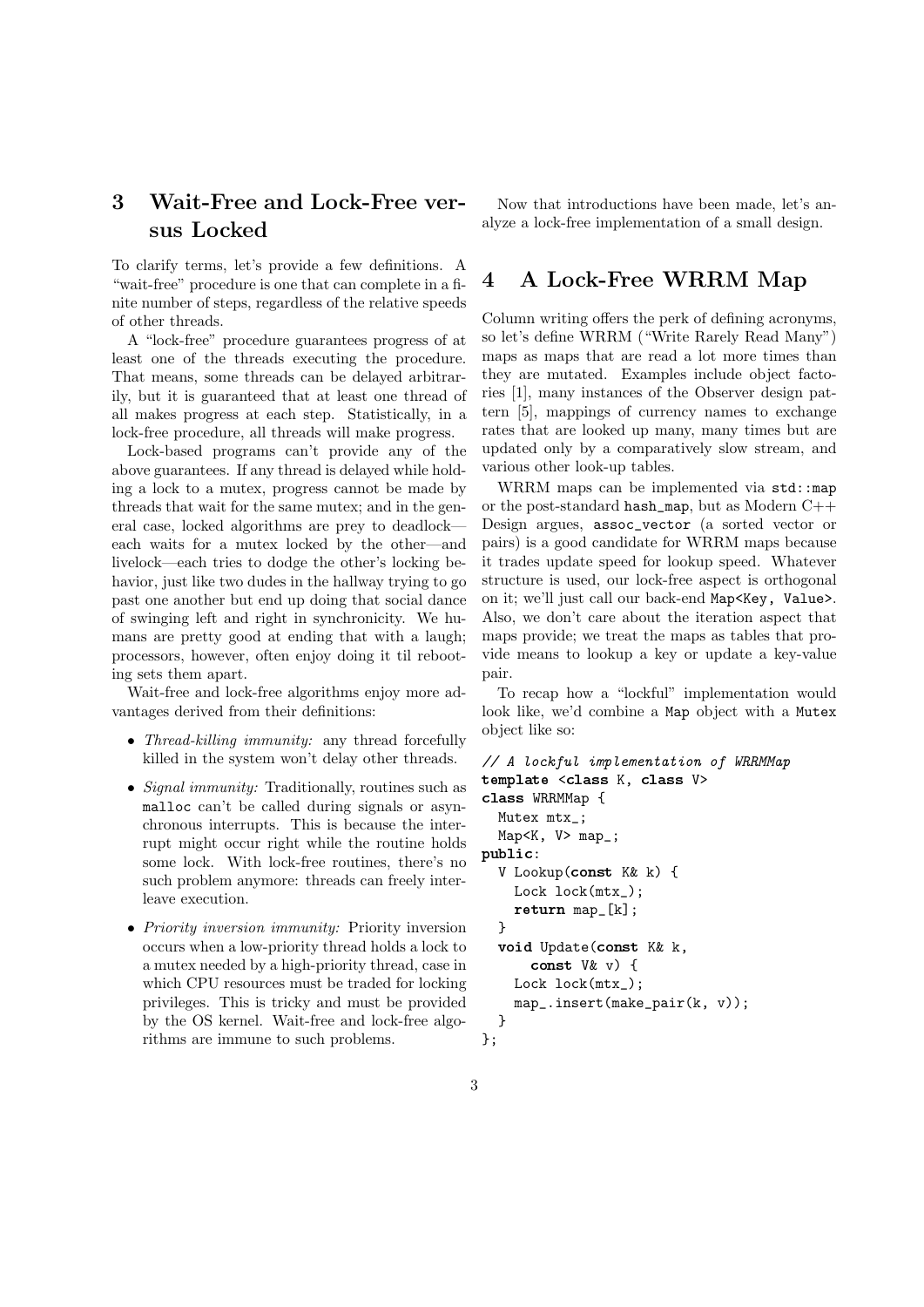## 3 Wait-Free and Lock-Free versus Locked

To clarify terms, let's provide a few definitions. A "wait-free" procedure is one that can complete in a finite number of steps, regardless of the relative speeds of other threads.

A "lock-free" procedure guarantees progress of at least one of the threads executing the procedure. That means, some threads can be delayed arbitrarily, but it is guaranteed that at least one thread of all makes progress at each step. Statistically, in a lock-free procedure, all threads will make progress.

Lock-based programs can't provide any of the above guarantees. If any thread is delayed while holding a lock to a mutex, progress cannot be made by threads that wait for the same mutex; and in the general case, locked algorithms are prey to deadlock—each waits for a mutex locked by the other—and livelock—each tries to dodge the other's locking behavior, just like two dudes in the hallway trying to go past one another but end up doing that social dance of swinging left and right in synchronicity. We humans are pretty good at ending that with a laugh; processors, however, often enjoy doing it til rebooting sets them apart.

Wait-free and lock-free algorithms enjoy more advantages derived from their definitions:

- *Thread-killing immunity:* any thread forcefully killed in the system won't delay other threads.
- *Signal immunity:* Traditionally, routines such as `malloc` can't be called during signals or asynchronous interrupts. This is because the interrupt might occur right while the routine holds some lock. With lock-free routines, there's no such problem anymore: threads can freely interleave execution.
- *Priority inversion immunity:* Priority inversion occurs when a low-priority thread holds a lock to a mutex needed by a high-priority thread, case in which CPU resources must be traded for locking privileges. This is tricky and must be provided by the OS kernel. Wait-free and lock-free algorithms are immune to such problems.

Now that introductions have been made, let's analyze a lock-free implementation of a small design.

## 4 A Lock-Free WRRM Map

Column writing offers the perk of defining acronyms, so let's define WRRM ("Write Rarely Read Many") maps as maps that are read a lot more times than they are mutated. Examples include object factories [1], many instances of the Observer design pattern [5], mappings of currency names to exchange rates that are looked up many, many times but are updated only by a comparatively slow stream, and various other look-up tables.

WRRM maps can be implemented via `std::map` or the post-standard `hash_map`, but as Modern C++ Design argues, `assoc_vector` (a sorted vector or pairs) is a good candidate for WRRM maps because it trades update speed for lookup speed. Whatever structure is used, our lock-free aspect is orthogonal on it; we'll just call our back-end `Map<Key, Value>`. Also, we don't care about the iteration aspect that maps provide; we treat the maps as tables that provide means to lookup a key or update a key-value pair.

To recap how a "lockful" implementation would look like, we'd combine a `Map` object with a `Mutex` object like so:

```
// A lockful implementation of WRRMMap
template <class K, class V>
class WRRMMap {
  Mutex mtx_;
  Map<K, V> map_;
public:
  V Lookup(const K& k) {
    Lock lock(mtx_);
    return map_[k];
  }
  void Update(const K& k,
      const V& v) {
    Lock lock(mtx_);
    map_.insert(make_pair(k, v));
  }
};
```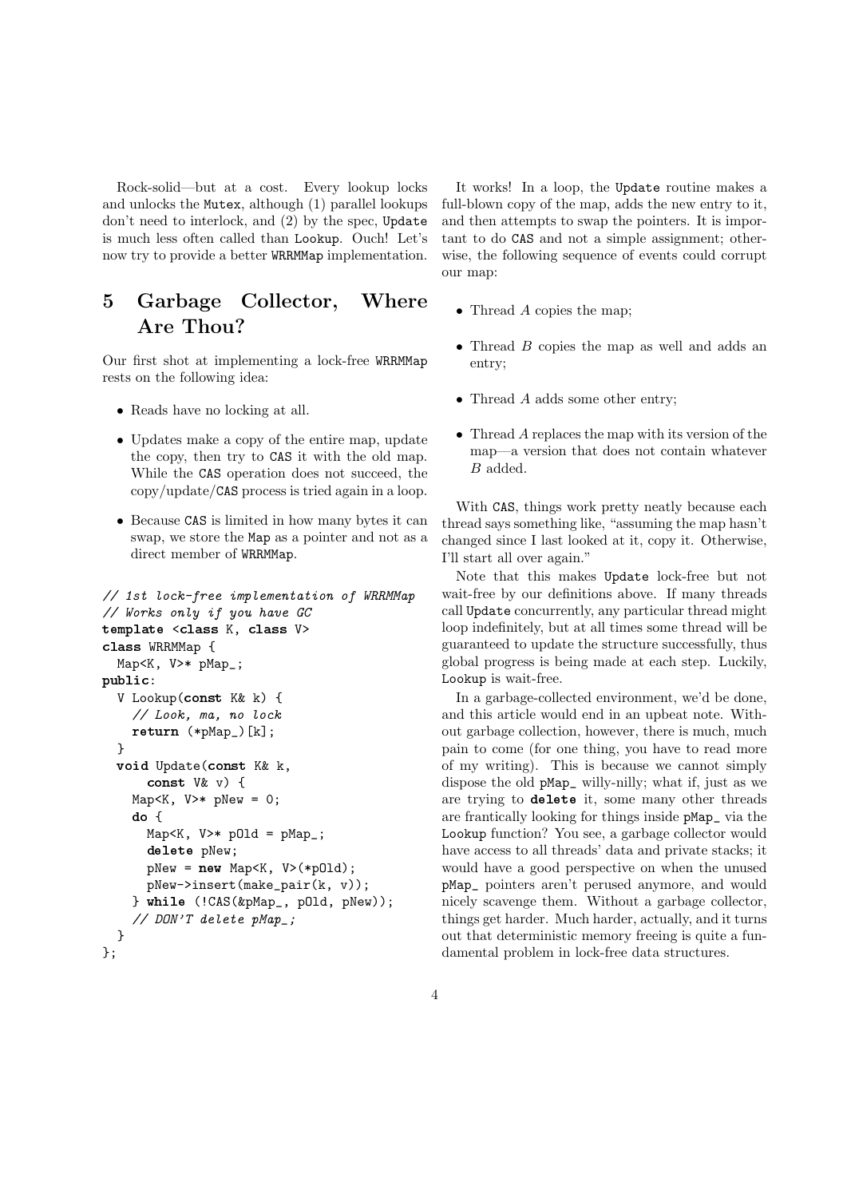Rock-solid—but at a cost. Every lookup locks and unlocks the Mutex, although (1) parallel lookups don't need to interlock, and (2) by the spec, Update is much less often called than Lookup. Ouch! Let's now try to provide a better WRRMMap implementation.

# 5 Garbage Collector, Where Are Thou?

Our first shot at implementing a lock-free WRRMMap rests on the following idea:

- Reads have no locking at all.
- Updates make a copy of the entire map, update the copy, then try to CAS it with the old map. While the CAS operation does not succeed, the copy/update/CAS process is tried again in a loop.
- Because CAS is limited in how many bytes it can swap, we store the Map as a pointer and not as a direct member of WRRMMap.

```
// 1st lock-free implementation of WRRMMap
// Works only if you have GC
template <class K, class V>
class WRRMMap {
  Map<K, V>* pMap_;
public:
  V Lookup(const K& k) {
    // Look, ma, no lock
    return (*pMap_)[k];
  }
  void Update(const K& k,
      const V& v) {
    Map<K, V>* pNew = 0;
    do {
      Map<K, V>* pOld = pMap_;
      delete pNew;
      pNew = new Map<K, V>(*pOld);
      pNew->insert(make_pair(k, v));
    } while (!CAS(&pMap_, pOld, pNew));
    // DON'T delete pMap_;
  }
};
```

It works! In a loop, the Update routine makes a full-blown copy of the map, adds the new entry to it, and then attempts to swap the pointers. It is important to do CAS and not a simple assignment; otherwise, the following sequence of events could corrupt our map:

- Thread $A$ copies the map;
- Thread $B$ copies the map as well and adds an entry;
- Thread $A$ adds some other entry;
- Thread $A$ replaces the map with its version of the map—a version that does not contain whatever $B$ added.

With CAS, things work pretty neatly because each thread says something like, "assuming the map hasn't changed since I last looked at it, copy it. Otherwise, I'll start all over again."

Note that this makes Update lock-free but not wait-free by our definitions above. If many threads call Update concurrently, any particular thread might loop indefinitely, but at all times some thread will be guaranteed to update the structure successfully, thus global progress is being made at each step. Luckily, Lookup is wait-free.

In a garbage-collected environment, we'd be done, and this article would end in an upbeat note. Without garbage collection, however, there is much, much pain to come (for one thing, you have to read more of my writing). This is because we cannot simply dispose the old pMap_ willy-nilly; what if, just as we are trying to **delete** it, some many other threads are frantically looking for things inside pMap_ via the Lookup function? You see, a garbage collector would have access to all threads' data and private stacks; it would have a good perspective on when the unused pMap_ pointers aren't perused anymore, and would nicely scavenge them. Without a garbage collector, things get harder. Much harder, actually, and it turns out that deterministic memory freeing is quite a fundamental problem in lock-free data structures.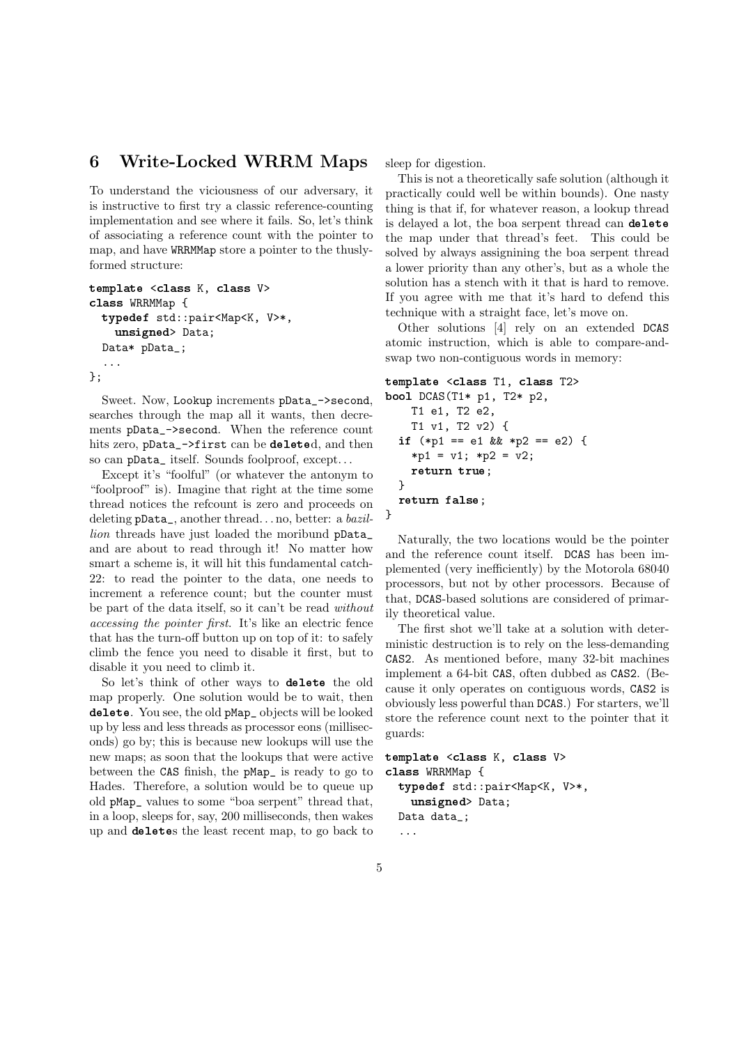## 6 Write-Locked WRRM Maps

To understand the viciousness of our adversary, it is instructive to first try a classic reference-counting implementation and see where it fails. So, let's think of associating a reference count with the pointer to map, and have WRRMMap store a pointer to the thuslyformed structure:

```
template <class K, class V>
class WRRMMap {
  typedef std::pair<Map<K, V>*,
    unsigned> Data;
  Data* pData_;
  ...
};
```

Sweet. Now, Lookup increments pData_->second, searches through the map all it wants, then decrements pData_->second. When the reference count hits zero, pData_->first can be **delete**d, and then so can pData_ itself. Sounds foolproof, except...

Except it's "foolful" (or whatever the antonym to "foolproof" is). Imagine that right at the time some thread notices the refcount is zero and proceeds on deleting pData_, another thread... no, better: a *bazillion* threads have just loaded the moribund pData_ and are about to read through it! No matter how smart a scheme is, it will hit this fundamental catch-22: to read the pointer to the data, one needs to increment a reference count; but the counter must be part of the data itself, so it can't be read *without accessing the pointer first*. It's like an electric fence that has the turn-off button up on top of it: to safely climb the fence you need to disable it first, but to disable it you need to climb it.

So let's think of other ways to **delete** the old map properly. One solution would be to wait, then **delete**. You see, the old pMap_ objects will be looked up by less and less threads as processor eons (milliseconds) go by; this is because new lookups will use the new maps; as soon that the lookups that were active between the CAS finish, the pMap_ is ready to go to Hades. Therefore, a solution would be to queue up old pMap_ values to some "boa serpent" thread that, in a loop, sleeps for, say, 200 milliseconds, then wakes up and **delete**s the least recent map, to go back to sleep for digestion.

This is not a theoretically safe solution (although it practically could well be within bounds). One nasty thing is that if, for whatever reason, a lookup thread is delayed a lot, the boa serpent thread can **delete** the map under that thread's feet. This could be solved by always assigning the boa serpent thread a lower priority than any other's, but as a whole the solution has a stench with it that is hard to remove. If you agree with me that it's hard to defend this technique with a straight face, let's move on.

Other solutions [4] rely on an extended DCAS atomic instruction, which is able to compare-and-swap two non-contiguous words in memory:

```
template <class T1, class T2>
bool DCAS(T1* p1, T2* p2,
    T1 e1, T2 e2,
    T1 v1, T2 v2) {
  if (*p1 == e1 && *p2 == e2) {
    *p1 = v1; *p2 = v2;
    return true;
  }
  return false;
}
```

Naturally, the two locations would be the pointer and the reference count itself. DCAS has been implemented (very inefficiently) by the Motorola 68040 processors, but not by other processors. Because of that, DCAS-based solutions are considered of primarily theoretical value.

The first shot we'll take at a solution with deterministic destruction is to rely on the less-demanding CAS2. As mentioned before, many 32-bit machines implement a 64-bit CAS, often dubbed as CAS2. (Because it only operates on contiguous words, CAS2 is obviously less powerful than DCAS.) For starters, we'll store the reference count next to the pointer that it guards:

```
template <class K, class V>
class WRRMMap {
  typedef std::pair<Map<K, V>*,
    unsigned> Data;
  Data data_;
  ...
```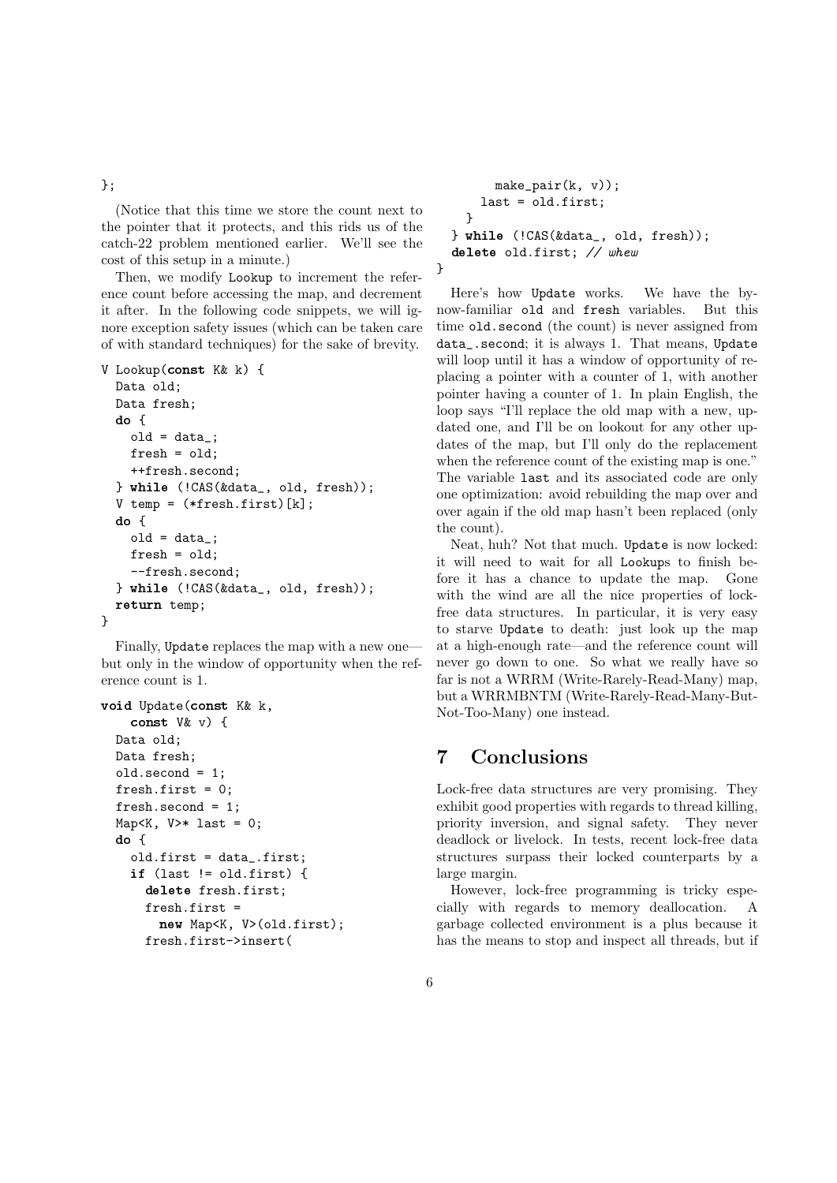```
};
```

(Notice that this time we store the count next to the pointer that it protects, and this rids us of the catch-22 problem mentioned earlier. We'll see the cost of this setup in a minute.)

Then, we modify `Lookup` to increment the reference count before accessing the map, and decrement it after. In the following code snippets, we will ignore exception safety issues (which can be taken care of with standard techniques) for the sake of brevity.

```
V Lookup(const K& k) {
  Data old;
  Data fresh;
  do {
    old = data_;
    fresh = old;
    ++fresh.second;
  } while (!CAS(&data_, old, fresh));
  V temp = (*fresh.first)[k];
  do {
    old = data_;
    fresh = old;
    --fresh.second;
  } while (!CAS(&data_, old, fresh));
  return temp;
}
```

Finally, `Update` replaces the map with a new one—but only in the window of opportunity when the reference count is 1.

```
void Update(const K& k,
    const V& v) {
  Data old;
  Data fresh;
  old.second = 1;
  fresh.first = 0;
  fresh.second = 1;
  Map<K, V>* last = 0;
  do {
    old.first = data_.first;
    if (last != old.first) {
      delete fresh.first;
      fresh.first =
        new Map<K, V>(old.first);
      fresh.first->insert(
        make_pair(k, v));
      last = old.first;
    }
  } while (!CAS(&data_, old, fresh));
  delete old.first; // whew
}
```

Here's how `Update` works. We have the by-now-familiar `old` and `fresh` variables. But this time `old.second` (the count) is never assigned from `data_.second`; it is always 1. That means, `Update` will loop until it has a window of opportunity of replacing a pointer with a counter of 1, with another pointer having a counter of 1. In plain English, the loop says "I'll replace the old map with a new, updated one, and I'll be on lookout for any other updates of the map, but I'll only do the replacement when the reference count of the existing map is one." The variable `last` and its associated code are only one optimization: avoid rebuilding the map over and over again if the old map hasn't been replaced (only the count).

Neat, huh? Not that much. `Update` is now locked: it will need to wait for all `Lookup`s to finish before it has a chance to update the map. Gone with the wind are all the nice properties of lock-free data structures. In particular, it is very easy to starve `Update` to death: just look up the map at a high-enough rate—and the reference count will never go down to one. So what we really have so far is not a WRRM (Write-Rarely-Read-Many) map, but a WRRMBNTM (Write-Rarely-Read-Many-But-Not-Too-Many) one instead.

## 7 Conclusions

Lock-free data structures are very promising. They exhibit good properties with regards to thread killing, priority inversion, and signal safety. They never deadlock or livelock. In tests, recent lock-free data structures surpass their locked counterparts by a large margin.

However, lock-free programming is tricky especially with regards to memory deallocation. A garbage collected environment is a plus because it has the means to stop and inspect all threads, but if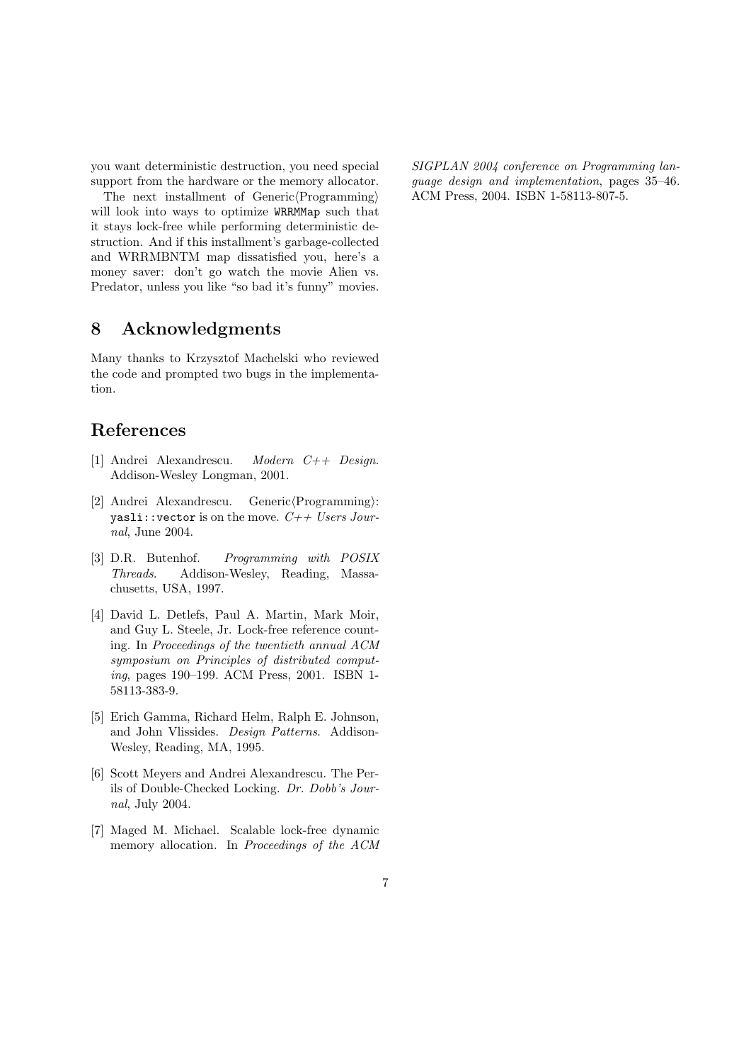you want deterministic destruction, you need special support from the hardware or the memory allocator.

The next installment of Generic⟨Programming⟩ will look into ways to optimize `WRRMMap` such that it stays lock-free while performing deterministic destruction. And if this installment's garbage-collected and WRRMBNTM map dissatisfied you, here's a money saver: don't go watch the movie Alien vs. Predator, unless you like "so bad it's funny" movies.

## 8 Acknowledgments

Many thanks to Krzysztof Machelski who reviewed the code and prompted two bugs in the implementation.

## References

[1] Andrei Alexandrescu. *Modern C++ Design*. Addison-Wesley Longman, 2001.

[2] Andrei Alexandrescu. Generic⟨Programming⟩: `yasli::vector` is on the move. *C++ Users Journal*, June 2004.

[3] D.R. Butenhof. *Programming with POSIX Threads*. Addison-Wesley, Reading, Massachusetts, USA, 1997.

[4] David L. Detlefs, Paul A. Martin, Mark Moir, and Guy L. Steele, Jr. Lock-free reference counting. In *Proceedings of the twentieth annual ACM symposium on Principles of distributed computing*, pages 190–199. ACM Press, 2001. ISBN 1-58113-383-9.

[5] Erich Gamma, Richard Helm, Ralph E. Johnson, and John Vlissides. *Design Patterns*. Addison-Wesley, Reading, MA, 1995.

[6] Scott Meyers and Andrei Alexandrescu. The Perils of Double-Checked Locking. *Dr. Dobb's Journal*, July 2004.

[7] Maged M. Michael. Scalable lock-free dynamic memory allocation. In *Proceedings of the ACM SIGPLAN 2004 conference on Programming language design and implementation*, pages 35–46. ACM Press, 2004. ISBN 1-58113-807-5.